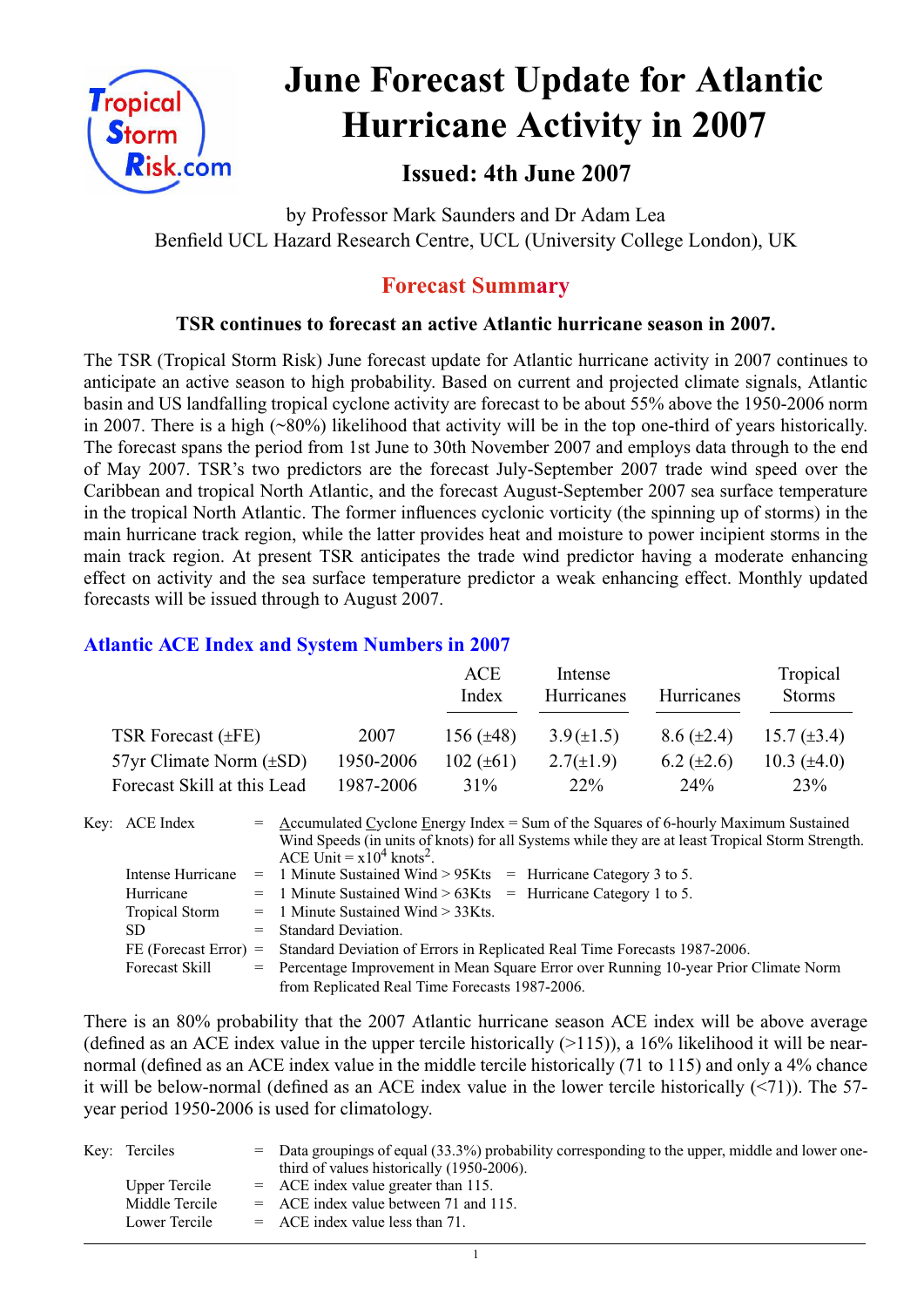# June Forecast Update for Atlantic Hurricane Activity in 2007

### Issued: 4th June 2007

by Professor Mark Saunders and Dr Adam Lea
Benfield UCL Hazard Research Centre, UCL (University College London), UK

## Forecast Summary

**TSR continues to forecast an active Atlantic hurricane season in 2007.**

The TSR (Tropical Storm Risk) June forecast update for Atlantic hurricane activity in 2007 continues to anticipate an active season to high probability. Based on current and projected climate signals, Atlantic basin and US landfalling tropical cyclone activity are forecast to be about 55% above the 1950-2006 norm in 2007. There is a high (~80%) likelihood that activity will be in the top one-third of years historically. The forecast spans the period from 1st June to 30th November 2007 and employs data through to the end of May 2007. TSR's two predictors are the forecast July-September 2007 trade wind speed over the Caribbean and tropical North Atlantic, and the forecast August-September 2007 sea surface temperature in the tropical North Atlantic. The former influences cyclonic vorticity (the spinning up of storms) in the main hurricane track region, while the latter provides heat and moisture to power incipient storms in the main track region. At present TSR anticipates the trade wind predictor having a moderate enhancing effect on activity and the sea surface temperature predictor a weak enhancing effect. Monthly updated forecasts will be issued through to August 2007.

### Atlantic ACE Index and System Numbers in 2007

| | | ACE Index | Intense Hurricanes | Hurricanes | Tropical Storms |
|---|---|---|---|---|---|
| TSR Forecast (±FE) | 2007 | 156 (±48) | 3.9 (±1.5) | 8.6 (±2.4) | 15.7 (±3.4) |
| 57yr Climate Norm (±SD) | 1950-2006 | 102 (±61) | 2.7 (±1.9) | 6.2 (±2.6) | 10.3 (±4.0) |
| Forecast Skill at this Lead | 1987-2006 | 31% | 22% | 24% | 23% |

Key:
- ACE Index = Accumulated Cyclone Energy Index = Sum of the Squares of 6-hourly Maximum Sustained Wind Speeds (in units of knots) for all Systems while they are at least Tropical Storm Strength. ACE Unit = $x10^4$ knots$^2$.
- Intense Hurricane = 1 Minute Sustained Wind > 95Kts = Hurricane Category 3 to 5.
- Hurricane = 1 Minute Sustained Wind > 63Kts = Hurricane Category 1 to 5.
- Tropical Storm = 1 Minute Sustained Wind > 33Kts.
- SD = Standard Deviation.
- FE (Forecast Error) = Standard Deviation of Errors in Replicated Real Time Forecasts 1987-2006.
- Forecast Skill = Percentage Improvement in Mean Square Error over Running 10-year Prior Climate Norm from Replicated Real Time Forecasts 1987-2006.

There is an 80% probability that the 2007 Atlantic hurricane season ACE index will be above average (defined as an ACE index value in the upper tercile historically (>115)), a 16% likelihood it will be near-normal (defined as an ACE index value in the middle tercile historically (71 to 115) and only a 4% chance it will be below-normal (defined as an ACE index value in the lower tercile historically (<71)). The 57-year period 1950-2006 is used for climatology.

Key:
- Terciles = Data groupings of equal (33.3%) probability corresponding to the upper, middle and lower one-third of values historically (1950-2006).
- Upper Tercile = ACE index value greater than 115.
- Middle Tercile = ACE index value between 71 and 115.
- Lower Tercile = ACE index value less than 71.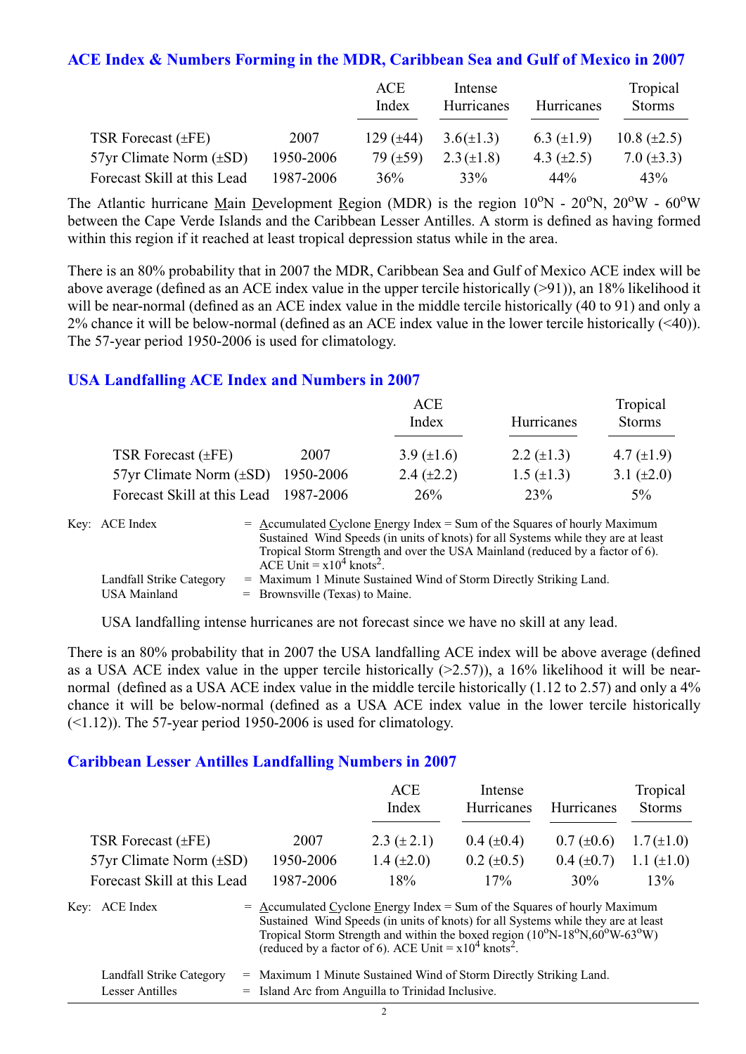## ACE Index & Numbers Forming in the MDR, Caribbean Sea and Gulf of Mexico in 2007

| | | ACE Index | Intense Hurricanes | Hurricanes | Tropical Storms |
|---|---|---|---|---|---|
| TSR Forecast (±FE) | 2007 | 129 (±44) | 3.6(±1.3) | 6.3 (±1.9) | 10.8 (±2.5) |
| 57yr Climate Norm (±SD) | 1950-2006 | 79 (±59) | 2.3 (±1.8) | 4.3 (±2.5) | 7.0 (±3.3) |
| Forecast Skill at this Lead | 1987-2006 | 36% | 33% | 44% | 43% |

The Atlantic hurricane Main Development Region (MDR) is the region 10°N - 20°N, 20°W - 60°W between the Cape Verde Islands and the Caribbean Lesser Antilles. A storm is defined as having formed within this region if it reached at least tropical depression status while in the area.

There is an 80% probability that in 2007 the MDR, Caribbean Sea and Gulf of Mexico ACE index will be above average (defined as an ACE index value in the upper tercile historically (>91)), an 18% likelihood it will be near-normal (defined as an ACE index value in the middle tercile historically (40 to 91) and only a 2% chance it will be below-normal (defined as an ACE index value in the lower tercile historically (<40)). The 57-year period 1950-2006 is used for climatology.

## USA Landfalling ACE Index and Numbers in 2007

| | | ACE Index | Hurricanes | Tropical Storms |
|---|---|---|---|---|
| TSR Forecast (±FE) | 2007 | 3.9 (±1.6) | 2.2 (±1.3) | 4.7 (±1.9) |
| 57yr Climate Norm (±SD) | 1950-2006 | 2.4 (±2.2) | 1.5 (±1.3) | 3.1 (±2.0) |
| Forecast Skill at this Lead | 1987-2006 | 26% | 23% | 5% |

Key: ACE Index = Accumulated Cyclone Energy Index = Sum of the Squares of hourly Maximum Sustained Wind Speeds (in units of knots) for all Systems while they are at least Tropical Storm Strength and over the USA Mainland (reduced by a factor of 6). ACE Unit = $x10^4$ knots$^2$.

Landfall Strike Category = Maximum 1 Minute Sustained Wind of Storm Directly Striking Land.

USA Mainland = Brownsville (Texas) to Maine.

USA landfalling intense hurricanes are not forecast since we have no skill at any lead.

There is an 80% probability that in 2007 the USA landfalling ACE index will be above average (defined as a USA ACE index value in the upper tercile historically (>2.57)), a 16% likelihood it will be near-normal (defined as a USA ACE index value in the middle tercile historically (1.12 to 2.57) and only a 4% chance it will be below-normal (defined as a USA ACE index value in the lower tercile historically (<1.12)). The 57-year period 1950-2006 is used for climatology.

## Caribbean Lesser Antilles Landfalling Numbers in 2007

| | | ACE Index | Intense Hurricanes | Hurricanes | Tropical Storms |
|---|---|---|---|---|---|
| TSR Forecast (±FE) | 2007 | 2.3 (± 2.1) | 0.4 (±0.4) | 0.7 (±0.6) | 1.7(±1.0) |
| 57yr Climate Norm (±SD) | 1950-2006 | 1.4 (±2.0) | 0.2 (±0.5) | 0.4 (±0.7) | 1.1 (±1.0) |
| Forecast Skill at this Lead | 1987-2006 | 18% | 17% | 30% | 13% |

Key: ACE Index = Accumulated Cyclone Energy Index = Sum of the Squares of hourly Maximum Sustained Wind Speeds (in units of knots) for all Systems while they are at least Tropical Storm Strength and within the boxed region (10°N-18°N,60°W-63°W) (reduced by a factor of 6). ACE Unit = $x10^4$ knots$^2$.

Landfall Strike Category = Maximum 1 Minute Sustained Wind of Storm Directly Striking Land.

Lesser Antilles = Island Arc from Anguilla to Trinidad Inclusive.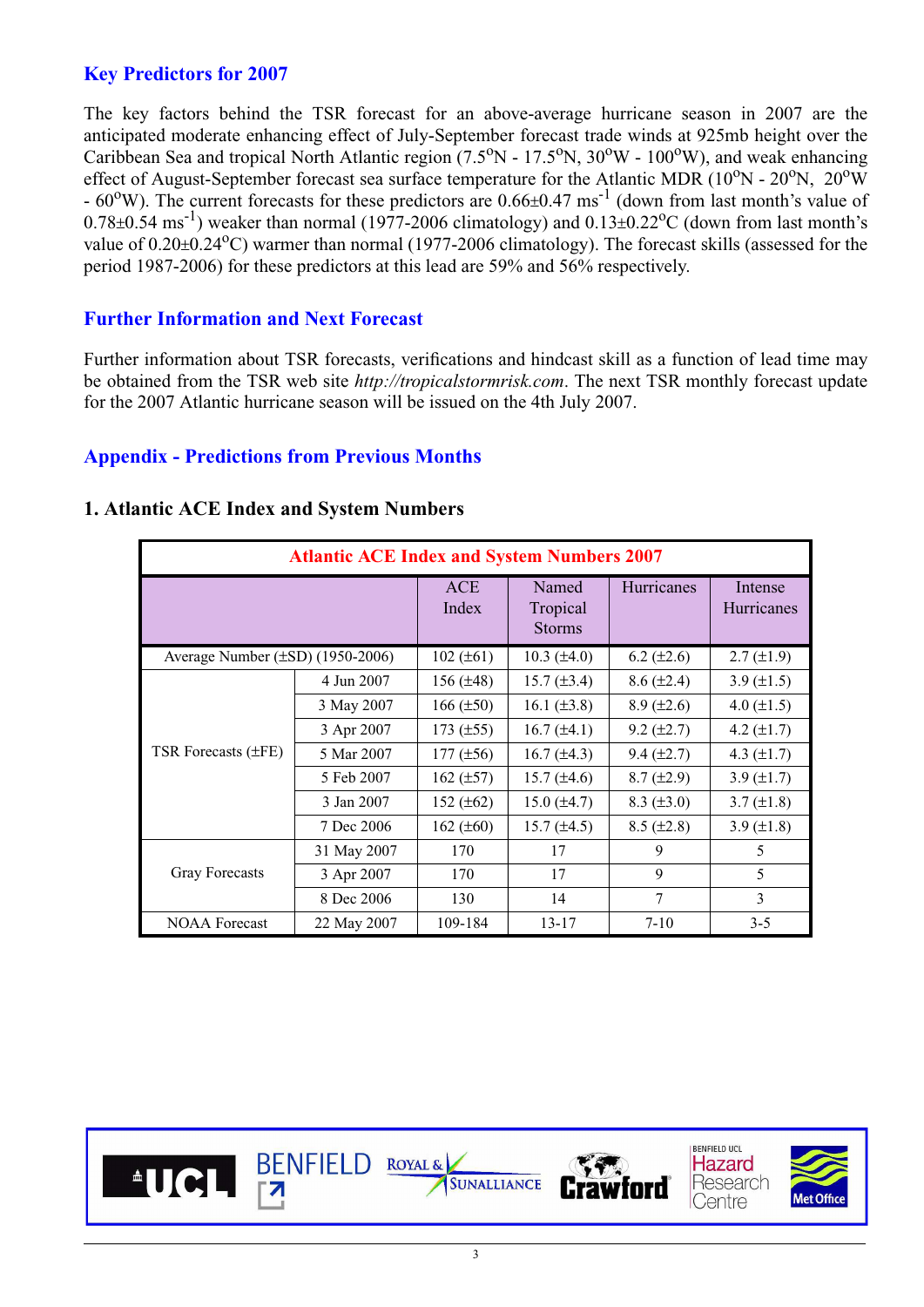## Key Predictors for 2007

The key factors behind the TSR forecast for an above-average hurricane season in 2007 are the anticipated moderate enhancing effect of July-September forecast trade winds at 925mb height over the Caribbean Sea and tropical North Atlantic region (7.5$^{o}$N - 17.5$^{o}$N, 30$^{o}$W - 100$^{o}$W), and weak enhancing effect of August-September forecast sea surface temperature for the Atlantic MDR (10$^{o}$N - 20$^{o}$N, 20$^{o}$W - 60$^{o}$W). The current forecasts for these predictors are 0.66±0.47 ms$^{-1}$ (down from last month's value of 0.78±0.54 ms$^{-1}$) weaker than normal (1977-2006 climatology) and 0.13±0.22$^{o}$C (down from last month's value of 0.20±0.24$^{o}$C) warmer than normal (1977-2006 climatology). The forecast skills (assessed for the period 1987-2006) for these predictors at this lead are 59% and 56% respectively.

## Further Information and Next Forecast

Further information about TSR forecasts, verifications and hindcast skill as a function of lead time may be obtained from the TSR web site *http://tropicalstormrisk.com*. The next TSR monthly forecast update for the 2007 Atlantic hurricane season will be issued on the 4th July 2007.

## Appendix - Predictions from Previous Months

### 1. Atlantic ACE Index and System Numbers

| Atlantic ACE Index and System Numbers 2007 | | ACE Index | Named Tropical Storms | Hurricanes | Intense Hurricanes |
|---|---|---|---|---|---|
| Average Number (±SD) (1950-2006) | | 102 (±61) | 10.3 (±4.0) | 6.2 (±2.6) | 2.7 (±1.9) |
| TSR Forecasts (±FE) | 4 Jun 2007 | 156 (±48) | 15.7 (±3.4) | 8.6 (±2.4) | 3.9 (±1.5) |
| | 3 May 2007 | 166 (±50) | 16.1 (±3.8) | 8.9 (±2.6) | 4.0 (±1.5) |
| | 3 Apr 2007 | 173 (±55) | 16.7 (±4.1) | 9.2 (±2.7) | 4.2 (±1.7) |
| | 5 Mar 2007 | 177 (±56) | 16.7 (±4.3) | 9.4 (±2.7) | 4.3 (±1.7) |
| | 5 Feb 2007 | 162 (±57) | 15.7 (±4.6) | 8.7 (±2.9) | 3.9 (±1.7) |
| | 3 Jan 2007 | 152 (±62) | 15.0 (±4.7) | 8.3 (±3.0) | 3.7 (±1.8) |
| | 7 Dec 2006 | 162 (±60) | 15.7 (±4.5) | 8.5 (±2.8) | 3.9 (±1.8) |
| Gray Forecasts | 31 May 2007 | 170 | 17 | 9 | 5 |
| | 3 Apr 2007 | 170 | 17 | 9 | 5 |
| | 8 Dec 2006 | 130 | 14 | 7 | 3 |
| NOAA Forecast | 22 May 2007 | 109-184 | 13-17 | 7-10 | 3-5 |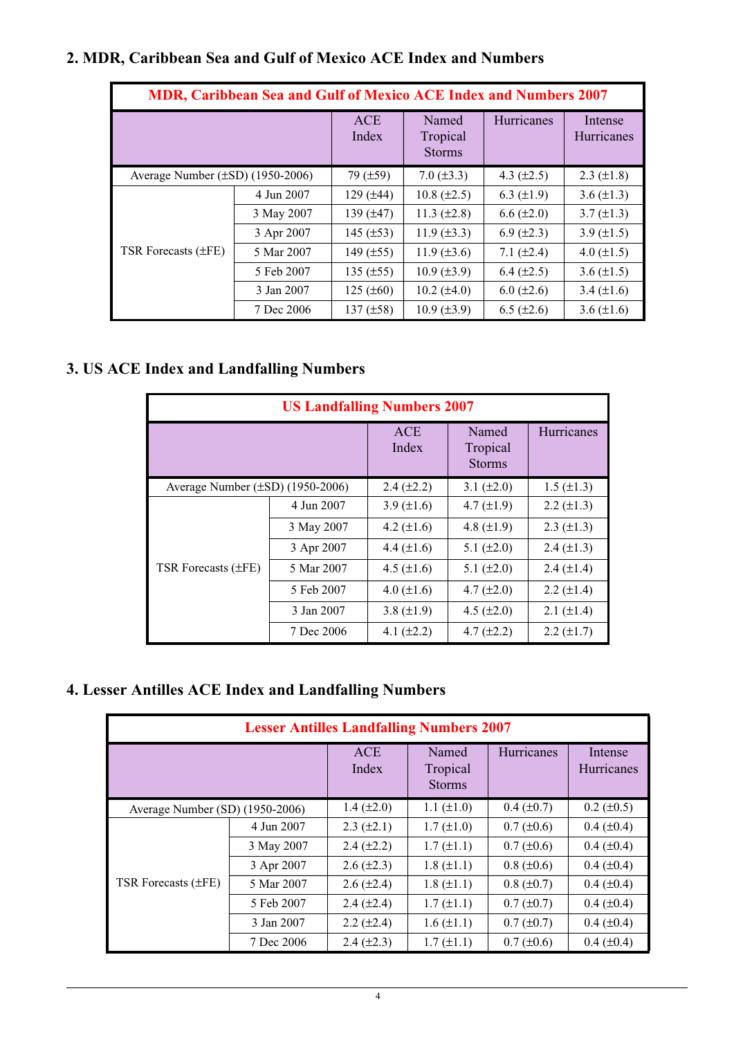## 2. MDR, Caribbean Sea and Gulf of Mexico ACE Index and Numbers

| MDR, Caribbean Sea and Gulf of Mexico ACE Index and Numbers 2007 | | | | | |
|---|---|---|---|---|---|
| | | ACE Index | Named Tropical Storms | Hurricanes | Intense Hurricanes |
| Average Number (±SD) (1950-2006) | | 79 (±59) | 7.0 (±3.3) | 4.3 (±2.5) | 2.3 (±1.8) |
| TSR Forecasts (±FE) | 4 Jun 2007 | 129 (±44) | 10.8 (±2.5) | 6.3 (±1.9) | 3.6 (±1.3) |
| | 3 May 2007 | 139 (±47) | 11.3 (±2.8) | 6.6 (±2.0) | 3.7 (±1.3) |
| | 3 Apr 2007 | 145 (±53) | 11.9 (±3.3) | 6.9 (±2.3) | 3.9 (±1.5) |
| | 5 Mar 2007 | 149 (±55) | 11.9 (±3.6) | 7.1 (±2.4) | 4.0 (±1.5) |
| | 5 Feb 2007 | 135 (±55) | 10.9 (±3.9) | 6.4 (±2.5) | 3.6 (±1.5) |
| | 3 Jan 2007 | 125 (±60) | 10.2 (±4.0) | 6.0 (±2.6) | 3.4 (±1.6) |
| | 7 Dec 2006 | 137 (±58) | 10.9 (±3.9) | 6.5 (±2.6) | 3.6 (±1.6) |

## 3. US ACE Index and Landfalling Numbers

| US Landfalling Numbers 2007 | | | | |
|---|---|---|---|---|
| | | ACE Index | Named Tropical Storms | Hurricanes |
| Average Number (±SD) (1950-2006) | | 2.4 (±2.2) | 3.1 (±2.0) | 1.5 (±1.3) |
| TSR Forecasts (±FE) | 4 Jun 2007 | 3.9 (±1.6) | 4.7 (±1.9) | 2.2 (±1.3) |
| | 3 May 2007 | 4.2 (±1.6) | 4.8 (±1.9) | 2.3 (±1.3) |
| | 3 Apr 2007 | 4.4 (±1.6) | 5.1 (±2.0) | 2.4 (±1.3) |
| | 5 Mar 2007 | 4.5 (±1.6) | 5.1 (±2.0) | 2.4 (±1.4) |
| | 5 Feb 2007 | 4.0 (±1.6) | 4.7 (±2.0) | 2.2 (±1.4) |
| | 3 Jan 2007 | 3.8 (±1.9) | 4.5 (±2.0) | 2.1 (±1.4) |
| | 7 Dec 2006 | 4.1 (±2.2) | 4.7 (±2.2) | 2.2 (±1.7) |

## 4. Lesser Antilles ACE Index and Landfalling Numbers

| Lesser Antilles Landfalling Numbers 2007 | | | | | |
|---|---|---|---|---|---|
| | | ACE Index | Named Tropical Storms | Hurricanes | Intense Hurricanes |
| Average Number (SD) (1950-2006) | | 1.4 (±2.0) | 1.1 (±1.0) | 0.4 (±0.7) | 0.2 (±0.5) |
| TSR Forecasts (±FE) | 4 Jun 2007 | 2.3 (±2.1) | 1.7 (±1.0) | 0.7 (±0.6) | 0.4 (±0.4) |
| | 3 May 2007 | 2.4 (±2.2) | 1.7 (±1.1) | 0.7 (±0.6) | 0.4 (±0.4) |
| | 3 Apr 2007 | 2.6 (±2.3) | 1.8 (±1.1) | 0.8 (±0.6) | 0.4 (±0.4) |
| | 5 Mar 2007 | 2.6 (±2.4) | 1.8 (±1.1) | 0.8 (±0.7) | 0.4 (±0.4) |
| | 5 Feb 2007 | 2.4 (±2.4) | 1.7 (±1.1) | 0.7 (±0.7) | 0.4 (±0.4) |
| | 3 Jan 2007 | 2.2 (±2.4) | 1.6 (±1.1) | 0.7 (±0.7) | 0.4 (±0.4) |
| | 7 Dec 2006 | 2.4 (±2.3) | 1.7 (±1.1) | 0.7 (±0.6) | 0.4 (±0.4) |